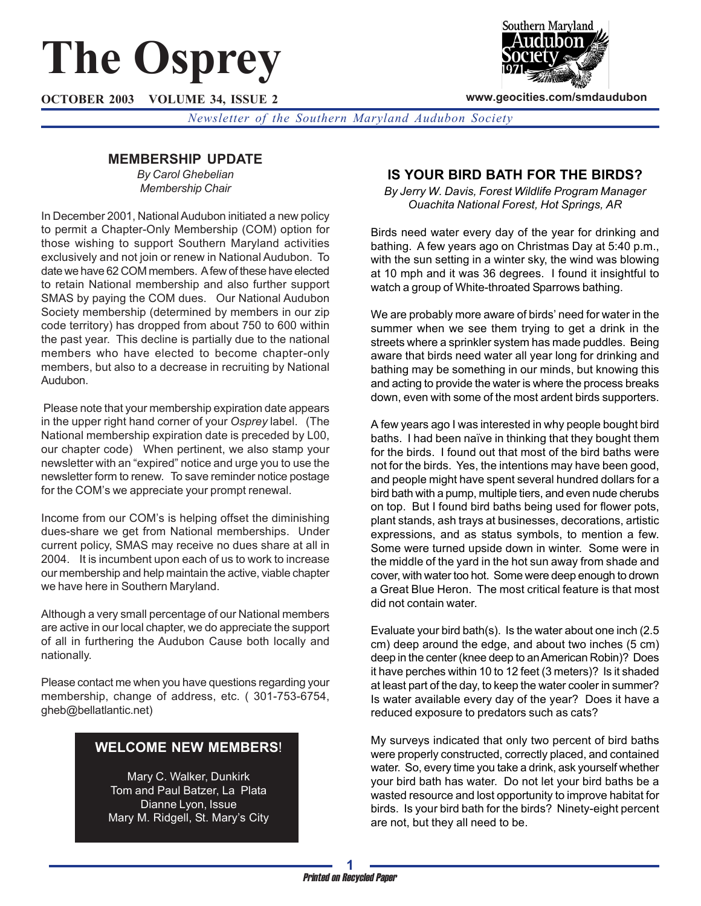# The Osprey

**OCTOBER 2003 VOLUME 34, ISSUE 2**

**www.geocities.com/smdaudubon**

*Newsletter of the Southern Maryland Audubon Society*

## MEMBERSHIP UPDATE

*By Carol Ghebelian*
*Membership Chair*

In December 2001, National Audubon initiated a new policy to permit a Chapter-Only Membership (COM) option for those wishing to support Southern Maryland activities exclusively and not join or renew in National Audubon. To date we have 62 COM members. A few of these have elected to retain National membership and also further support SMAS by paying the COM dues. Our National Audubon Society membership (determined by members in our zip code territory) has dropped from about 750 to 600 within the past year. This decline is partially due to the national members who have elected to become chapter-only members, but also to a decrease in recruiting by National Audubon.

Please note that your membership expiration date appears in the upper right hand corner of your *Osprey* label. (The National membership expiration date is preceded by L00, our chapter code) When pertinent, we also stamp your newsletter with an "expired" notice and urge you to use the newsletter form to renew. To save reminder notice postage for the COM's we appreciate your prompt renewal.

Income from our COM's is helping offset the diminishing dues-share we get from National memberships. Under current policy, SMAS may receive no dues share at all in 2004. It is incumbent upon each of us to work to increase our membership and help maintain the active, viable chapter we have here in Southern Maryland.

Although a very small percentage of our National members are active in our local chapter, we do appreciate the support of all in furthering the Audubon Cause both locally and nationally.

Please contact me when you have questions regarding your membership, change of address, etc. ( 301-753-6754, gheb@bellatlantic.net)

### WELCOME NEW MEMBERS!

Mary C. Walker, Dunkirk
Tom and Paul Batzer, La Plata
Dianne Lyon, Issue
Mary M. Ridgell, St. Mary's City

## IS YOUR BIRD BATH FOR THE BIRDS?

*By Jerry W. Davis, Forest Wildlife Program Manager*
*Ouachita National Forest, Hot Springs, AR*

Birds need water every day of the year for drinking and bathing. A few years ago on Christmas Day at 5:40 p.m., with the sun setting in a winter sky, the wind was blowing at 10 mph and it was 36 degrees. I found it insightful to watch a group of White-throated Sparrows bathing.

We are probably more aware of birds' need for water in the summer when we see them trying to get a drink in the streets where a sprinkler system has made puddles. Being aware that birds need water all year long for drinking and bathing may be something in our minds, but knowing this and acting to provide the water is where the process breaks down, even with some of the most ardent birds supporters.

A few years ago I was interested in why people bought bird baths. I had been naïve in thinking that they bought them for the birds. I found out that most of the bird baths were not for the birds. Yes, the intentions may have been good, and people might have spent several hundred dollars for a bird bath with a pump, multiple tiers, and even nude cherubs on top. But I found bird baths being used for flower pots, plant stands, ash trays at businesses, decorations, artistic expressions, and as status symbols, to mention a few. Some were turned upside down in winter. Some were in the middle of the yard in the hot sun away from shade and cover, with water too hot. Some were deep enough to drown a Great Blue Heron. The most critical feature is that most did not contain water.

Evaluate your bird bath(s). Is the water about one inch (2.5 cm) deep around the edge, and about two inches (5 cm) deep in the center (knee deep to an American Robin)? Does it have perches within 10 to 12 feet (3 meters)? Is it shaded at least part of the day, to keep the water cooler in summer? Is water available every day of the year? Does it have a reduced exposure to predators such as cats?

My surveys indicated that only two percent of bird baths were properly constructed, correctly placed, and contained water. So, every time you take a drink, ask yourself whether your bird bath has water. Do not let your bird baths be a wasted resource and lost opportunity to improve habitat for birds. Is your bird bath for the birds? Ninety-eight percent are not, but they all need to be.

*Printed on Recycled Paper*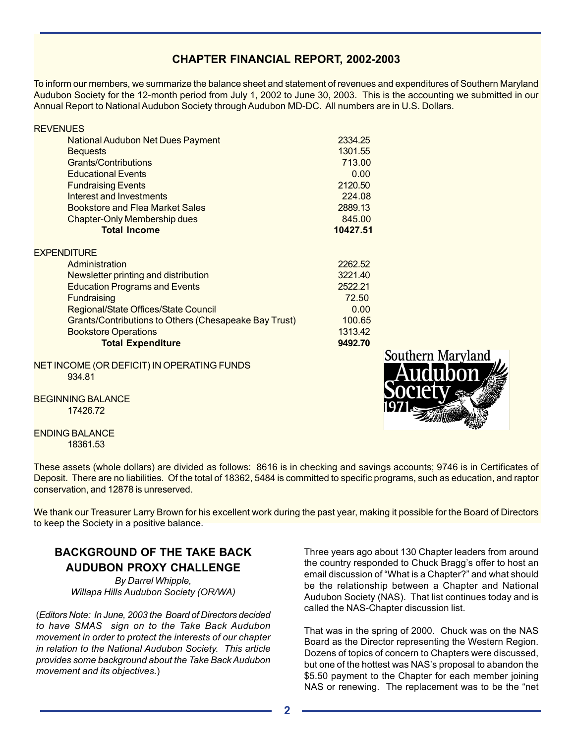## CHAPTER FINANCIAL REPORT, 2002-2003

To inform our members, we summarize the balance sheet and statement of revenues and expenditures of Southern Maryland Audubon Society for the 12-month period from July 1, 2002 to June 30, 2003. This is the accounting we submitted in our Annual Report to National Audubon Society through Audubon MD-DC. All numbers are in U.S. Dollars.

| REVENUES | |
|---|---|
| National Audubon Net Dues Payment | 2334.25 |
| Bequests | 1301.55 |
| Grants/Contributions | 713.00 |
| Educational Events | 0.00 |
| Fundraising Events | 2120.50 |
| Interest and Investments | 224.08 |
| Bookstore and Flea Market Sales | 2889.13 |
| Chapter-Only Membership dues | 845.00 |
| **Total Income** | **10427.51** |

| EXPENDITURE | |
|---|---|
| Administration | 2262.52 |
| Newsletter printing and distribution | 3221.40 |
| Education Programs and Events | 2522.21 |
| Fundraising | 72.50 |
| Regional/State Offices/State Council | 0.00 |
| Grants/Contributions to Others (Chesapeake Bay Trust) | 100.65 |
| Bookstore Operations | 1313.42 |
| **Total Expenditure** | **9492.70** |

NET INCOME (OR DEFICIT) IN OPERATING FUNDS
934.81

BEGINNING BALANCE
17426.72

ENDING BALANCE
18361.53

These assets (whole dollars) are divided as follows: 8616 is in checking and savings accounts; 9746 is in Certificates of Deposit. There are no liabilities. Of the total of 18362, 5484 is committed to specific programs, such as education, and raptor conservation, and 12878 is unreserved.

We thank our Treasurer Larry Brown for his excellent work during the past year, making it possible for the Board of Directors to keep the Society in a positive balance.

## BACKGROUND OF THE TAKE BACK AUDUBON PROXY CHALLENGE

*By Darrel Whipple,*
*Willapa Hills Audubon Society (OR/WA)*

(*Editors Note: In June, 2003 the Board of Directors decided to have SMAS sign on to the Take Back Audubon movement in order to protect the interests of our chapter in relation to the National Audubon Society. This article provides some background about the Take Back Audubon movement and its objectives.*)

Three years ago about 130 Chapter leaders from around the country responded to Chuck Bragg's offer to host an email discussion of "What is a Chapter?" and what should be the relationship between a Chapter and National Audubon Society (NAS). That list continues today and is called the NAS-Chapter discussion list.

That was in the spring of 2000. Chuck was on the NAS Board as the Director representing the Western Region. Dozens of topics of concern to Chapters were discussed, but one of the hottest was NAS's proposal to abandon the $5.50 payment to the Chapter for each member joining NAS or renewing. The replacement was to be the "net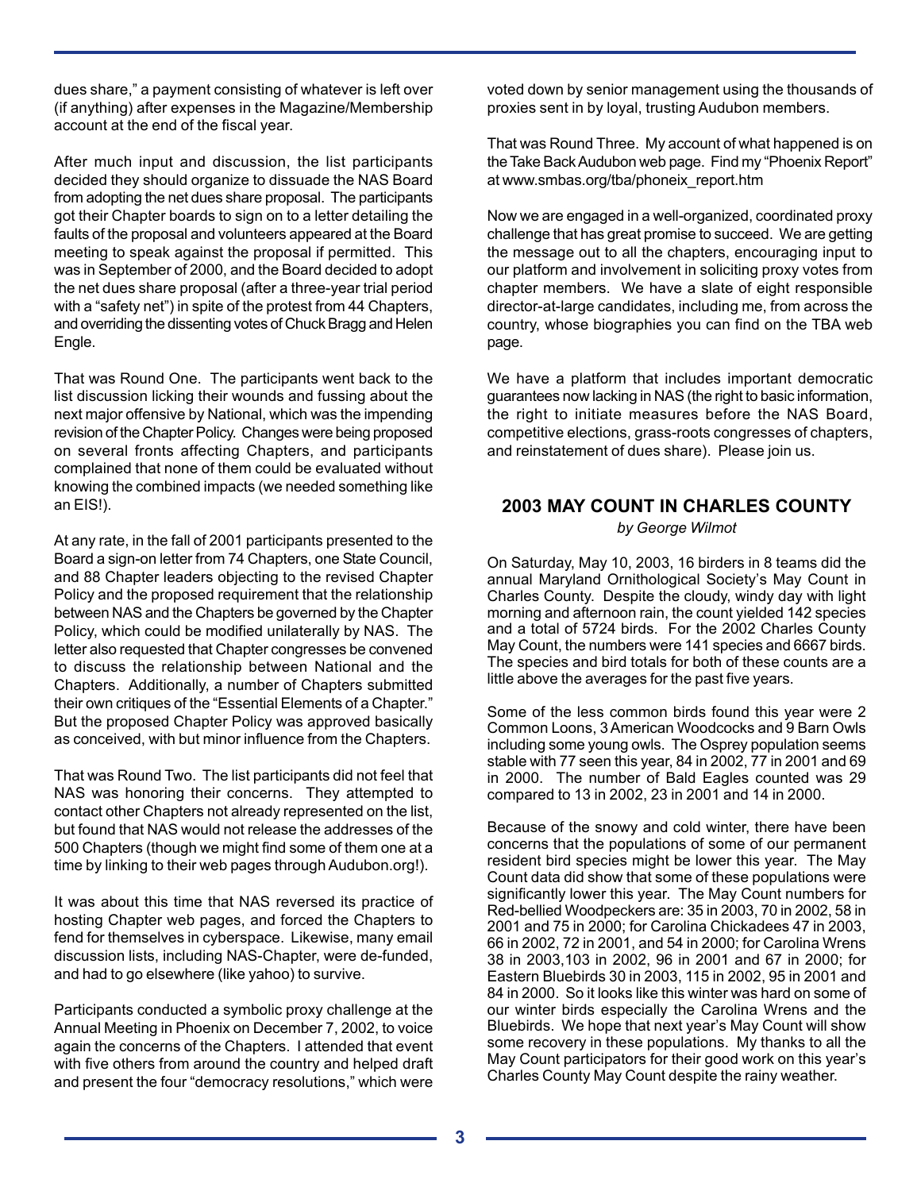dues share," a payment consisting of whatever is left over (if anything) after expenses in the Magazine/Membership account at the end of the fiscal year.

After much input and discussion, the list participants decided they should organize to dissuade the NAS Board from adopting the net dues share proposal. The participants got their Chapter boards to sign on to a letter detailing the faults of the proposal and volunteers appeared at the Board meeting to speak against the proposal if permitted. This was in September of 2000, and the Board decided to adopt the net dues share proposal (after a three-year trial period with a "safety net") in spite of the protest from 44 Chapters, and overriding the dissenting votes of Chuck Bragg and Helen Engle.

That was Round One. The participants went back to the list discussion licking their wounds and fussing about the next major offensive by National, which was the impending revision of the Chapter Policy. Changes were being proposed on several fronts affecting Chapters, and participants complained that none of them could be evaluated without knowing the combined impacts (we needed something like an EIS!).

At any rate, in the fall of 2001 participants presented to the Board a sign-on letter from 74 Chapters, one State Council, and 88 Chapter leaders objecting to the revised Chapter Policy and the proposed requirement that the relationship between NAS and the Chapters be governed by the Chapter Policy, which could be modified unilaterally by NAS. The letter also requested that Chapter congresses be convened to discuss the relationship between National and the Chapters. Additionally, a number of Chapters submitted their own critiques of the "Essential Elements of a Chapter." But the proposed Chapter Policy was approved basically as conceived, with but minor influence from the Chapters.

That was Round Two. The list participants did not feel that NAS was honoring their concerns. They attempted to contact other Chapters not already represented on the list, but found that NAS would not release the addresses of the 500 Chapters (though we might find some of them one at a time by linking to their web pages through Audubon.org!).

It was about this time that NAS reversed its practice of hosting Chapter web pages, and forced the Chapters to fend for themselves in cyberspace. Likewise, many email discussion lists, including NAS-Chapter, were de-funded, and had to go elsewhere (like yahoo) to survive.

Participants conducted a symbolic proxy challenge at the Annual Meeting in Phoenix on December 7, 2002, to voice again the concerns of the Chapters. I attended that event with five others from around the country and helped draft and present the four "democracy resolutions," which were voted down by senior management using the thousands of proxies sent in by loyal, trusting Audubon members.

That was Round Three. My account of what happened is on the Take Back Audubon web page. Find my "Phoenix Report" at www.smbas.org/tba/phoneix_report.htm

Now we are engaged in a well-organized, coordinated proxy challenge that has great promise to succeed. We are getting the message out to all the chapters, encouraging input to our platform and involvement in soliciting proxy votes from chapter members. We have a slate of eight responsible director-at-large candidates, including me, from across the country, whose biographies you can find on the TBA web page.

We have a platform that includes important democratic guarantees now lacking in NAS (the right to basic information, the right to initiate measures before the NAS Board, competitive elections, grass-roots congresses of chapters, and reinstatement of dues share). Please join us.

## 2003 MAY COUNT IN CHARLES COUNTY

*by George Wilmot*

On Saturday, May 10, 2003, 16 birders in 8 teams did the annual Maryland Ornithological Society's May Count in Charles County. Despite the cloudy, windy day with light morning and afternoon rain, the count yielded 142 species and a total of 5724 birds. For the 2002 Charles County May Count, the numbers were 141 species and 6667 birds. The species and bird totals for both of these counts are a little above the averages for the past five years.

Some of the less common birds found this year were 2 Common Loons, 3 American Woodcocks and 9 Barn Owls including some young owls. The Osprey population seems stable with 77 seen this year, 84 in 2002, 77 in 2001 and 69 in 2000. The number of Bald Eagles counted was 29 compared to 13 in 2002, 23 in 2001 and 14 in 2000.

Because of the snowy and cold winter, there have been concerns that the populations of some of our permanent resident bird species might be lower this year. The May Count data did show that some of these populations were significantly lower this year. The May Count numbers for Red-bellied Woodpeckers are: 35 in 2003, 70 in 2002, 58 in 2001 and 75 in 2000; for Carolina Chickadees 47 in 2003, 66 in 2002, 72 in 2001, and 54 in 2000; for Carolina Wrens 38 in 2003,103 in 2002, 96 in 2001 and 67 in 2000; for Eastern Bluebirds 30 in 2003, 115 in 2002, 95 in 2001 and 84 in 2000. So it looks like this winter was hard on some of our winter birds especially the Carolina Wrens and the Bluebirds. We hope that next year's May Count will show some recovery in these populations. My thanks to all the May Count participators for their good work on this year's Charles County May Count despite the rainy weather.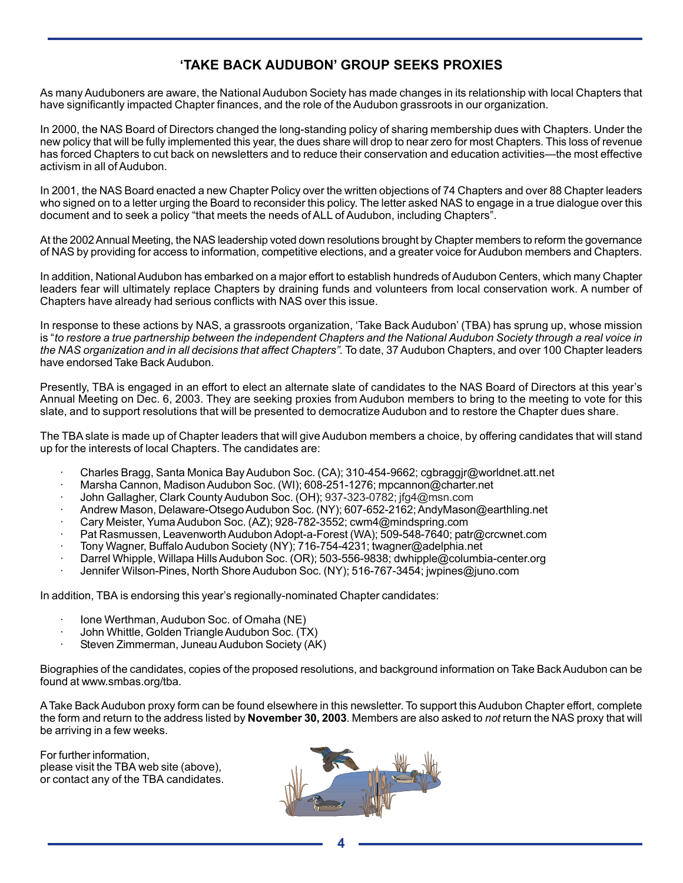## 'TAKE BACK AUDUBON' GROUP SEEKS PROXIES

As many Auduboners are aware, the National Audubon Society has made changes in its relationship with local Chapters that have significantly impacted Chapter finances, and the role of the Audubon grassroots in our organization.

In 2000, the NAS Board of Directors changed the long-standing policy of sharing membership dues with Chapters. Under the new policy that will be fully implemented this year, the dues share will drop to near zero for most Chapters. This loss of revenue has forced Chapters to cut back on newsletters and to reduce their conservation and education activities—the most effective activism in all of Audubon.

In 2001, the NAS Board enacted a new Chapter Policy over the written objections of 74 Chapters and over 88 Chapter leaders who signed on to a letter urging the Board to reconsider this policy. The letter asked NAS to engage in a true dialogue over this document and to seek a policy "that meets the needs of ALL of Audubon, including Chapters".

At the 2002 Annual Meeting, the NAS leadership voted down resolutions brought by Chapter members to reform the governance of NAS by providing for access to information, competitive elections, and a greater voice for Audubon members and Chapters.

In addition, National Audubon has embarked on a major effort to establish hundreds of Audubon Centers, which many Chapter leaders fear will ultimately replace Chapters by draining funds and volunteers from local conservation work. A number of Chapters have already had serious conflicts with NAS over this issue.

In response to these actions by NAS, a grassroots organization, 'Take Back Audubon' (TBA) has sprung up, whose mission is "*to restore a true partnership between the independent Chapters and the National Audubon Society through a real voice in the NAS organization and in all decisions that affect Chapters".* To date, 37 Audubon Chapters, and over 100 Chapter leaders have endorsed Take Back Audubon.

Presently, TBA is engaged in an effort to elect an alternate slate of candidates to the NAS Board of Directors at this year's Annual Meeting on Dec. 6, 2003. They are seeking proxies from Audubon members to bring to the meeting to vote for this slate, and to support resolutions that will be presented to democratize Audubon and to restore the Chapter dues share.

The TBA slate is made up of Chapter leaders that will give Audubon members a choice, by offering candidates that will stand up for the interests of local Chapters. The candidates are:

- Charles Bragg, Santa Monica Bay Audubon Soc. (CA); 310-454-9662; cgbraggjr@worldnet.att.net
- Marsha Cannon, Madison Audubon Soc. (WI); 608-251-1276; mpcannon@charter.net
- John Gallagher, Clark County Audubon Soc. (OH); 937-323-0782; jfg4@msn.com
- Andrew Mason, Delaware-Otsego Audubon Soc. (NY); 607-652-2162; AndyMason@earthling.net
- Cary Meister, Yuma Audubon Soc. (AZ); 928-782-3552; cwm4@mindspring.com
- Pat Rasmussen, Leavenworth Audubon Adopt-a-Forest (WA); 509-548-7640; patr@crcwnet.com
- Tony Wagner, Buffalo Audubon Society (NY); 716-754-4231; twagner@adelphia.net
- Darrel Whipple, Willapa Hills Audubon Soc. (OR); 503-556-9838; dwhipple@columbia-center.org
- Jennifer Wilson-Pines, North Shore Audubon Soc. (NY); 516-767-3454; jwpines@juno.com

In addition, TBA is endorsing this year's regionally-nominated Chapter candidates:

- Ione Werthman, Audubon Soc. of Omaha (NE)
- John Whittle, Golden Triangle Audubon Soc. (TX)
- Steven Zimmerman, Juneau Audubon Society (AK)

Biographies of the candidates, copies of the proposed resolutions, and background information on Take Back Audubon can be found at www.smbas.org/tba.

A Take Back Audubon proxy form can be found elsewhere in this newsletter. To support this Audubon Chapter effort, complete the form and return to the address listed by **November 30, 2003**. Members are also asked to *not* return the NAS proxy that will be arriving in a few weeks.

For further information,
please visit the TBA web site (above),
or contact any of the TBA candidates.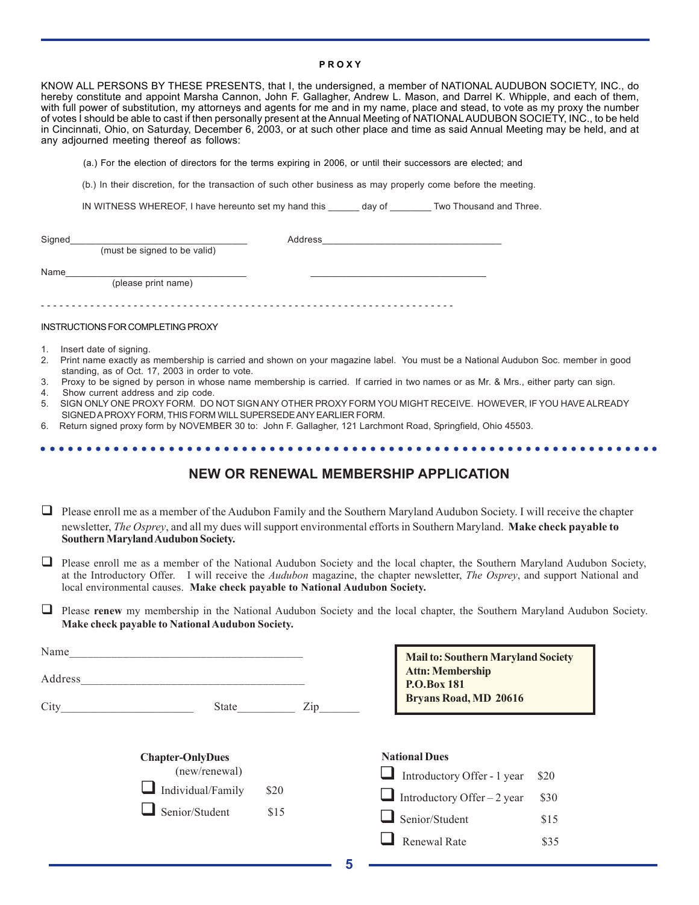## PROXY

KNOW ALL PERSONS BY THESE PRESENTS, that I, the undersigned, a member of NATIONAL AUDUBON SOCIETY, INC., do hereby constitute and appoint Marsha Cannon, John F. Gallagher, Andrew L. Mason, and Darrel K. Whipple, and each of them, with full power of substitution, my attorneys and agents for me and in my name, place and stead, to vote as my proxy the number of votes I should be able to cast if then personally present at the Annual Meeting of NATIONAL AUDUBON SOCIETY, INC., to be held in Cincinnati, Ohio, on Saturday, December 6, 2003, or at such other place and time as said Annual Meeting may be held, and at any adjourned meeting thereof as follows:

(a.) For the election of directors for the terms expiring in 2006, or until their successors are elected; and

(b.) In their discretion, for the transaction of such other business as may properly come before the meeting.

IN WITNESS WHEREOF, I have hereunto set my hand this ______ day of ________ Two Thousand and Three.

Signed_________________________________ (must be signed to be valid)

Address_________________________________

Name_________________________________ (please print name)

_________________________________

- - - - - - - - - - - - - - - - - - - - - - - - - - - - - - - - - - - - - - - - - - - - - - - - - - - - - - - - - - - - - - - -

INSTRUCTIONS FOR COMPLETING PROXY

1. Insert date of signing.
2. Print name exactly as membership is carried and shown on your magazine label. You must be a National Audubon Soc. member in good standing, as of Oct. 17, 2003 in order to vote.
3. Proxy to be signed by person in whose name membership is carried. If carried in two names or as Mr. & Mrs., either party can sign.
4. Show current address and zip code.
5. SIGN ONLY ONE PROXY FORM. DO NOT SIGN ANY OTHER PROXY FORM YOU MIGHT RECEIVE. HOWEVER, IF YOU HAVE ALREADY SIGNED A PROXY FORM, THIS FORM WILL SUPERSEDE ANY EARLIER FORM.
6. Return signed proxy form by NOVEMBER 30 to: John F. Gallagher, 121 Larchmont Road, Springfield, Ohio 45503.

## NEW OR RENEWAL MEMBERSHIP APPLICATION

☐ Please enroll me as a member of the Audubon Family and the Southern Maryland Audubon Society. I will receive the chapter newsletter, *The Osprey*, and all my dues will support environmental efforts in Southern Maryland. **Make check payable to Southern Maryland Audubon Society.**

☐ Please enroll me as a member of the National Audubon Society and the local chapter, the Southern Maryland Audubon Society, at the Introductory Offer. I will receive the *Audubon* magazine, the chapter newsletter, *The Osprey*, and support National and local environmental causes. **Make check payable to National Audubon Society.**

☐ Please **renew** my membership in the National Audubon Society and the local chapter, the Southern Maryland Audubon Society. **Make check payable to National Audubon Society.**

Name_______________________________________

Address_____________________________________

City______________________ State__________ Zip_______

**Mail to: Southern Maryland Society**
**Attn: Membership**
**P.O.Box 181**
**Bryans Road, MD 20616**

**Chapter-OnlyDues** (new/renewal)

☐ Individual/Family $20

☐ Senior/Student $15

**National Dues**

☐ Introductory Offer - 1 year $20

☐ Introductory Offer – 2 year $30

☐ Senior/Student $15

☐ Renewal Rate $35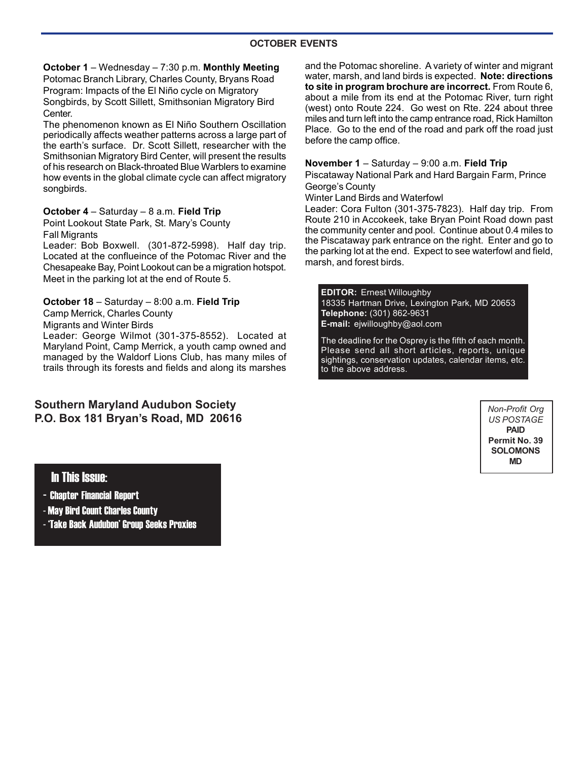## OCTOBER EVENTS

**October 1** – Wednesday – 7:30 p.m. **Monthly Meeting**
Potomac Branch Library, Charles County, Bryans Road
Program: Impacts of the El Niño cycle on Migratory Songbirds, by Scott Sillett, Smithsonian Migratory Bird Center.

The phenomenon known as El Niño Southern Oscillation periodically affects weather patterns across a large part of the earth's surface. Dr. Scott Sillett, researcher with the Smithsonian Migratory Bird Center, will present the results of his research on Black-throated Blue Warblers to examine how events in the global climate cycle can affect migratory songbirds.

**October 4** – Saturday – 8 a.m. **Field Trip**
Point Lookout State Park, St. Mary's County
Fall Migrants
Leader: Bob Boxwell. (301-872-5998). Half day trip. Located at the confluence of the Potomac River and the Chesapeake Bay, Point Lookout can be a migration hotspot. Meet in the parking lot at the end of Route 5.

**October 18** – Saturday – 8:00 a.m. **Field Trip**
Camp Merrick, Charles County
Migrants and Winter Birds
Leader: George Wilmot (301-375-8552). Located at Maryland Point, Camp Merrick, a youth camp owned and managed by the Waldorf Lions Club, has many miles of trails through its forests and fields and along its marshes and the Potomac shoreline. A variety of winter and migrant water, marsh, and land birds is expected. **Note: directions to site in program brochure are incorrect.** From Route 6, about a mile from its end at the Potomac River, turn right (west) onto Route 224. Go west on Rte. 224 about three miles and turn left into the camp entrance road, Rick Hamilton Place. Go to the end of the road and park off the road just before the camp office.

**November 1** – Saturday – 9:00 a.m. **Field Trip**
Piscataway National Park and Hard Bargain Farm, Prince George's County
Winter Land Birds and Waterfowl
Leader: Cora Fulton (301-375-7823). Half day trip. From Route 210 in Accokeek, take Bryan Point Road down past the community center and pool. Continue about 0.4 miles to the Piscataway park entrance on the right. Enter and go to the parking lot at the end. Expect to see waterfowl and field, marsh, and forest birds.

**EDITOR:** Ernest Willoughby
18335 Hartman Drive, Lexington Park, MD 20653
**Telephone:** (301) 862-9631
**E-mail:** ejwilloughby@aol.com

The deadline for the Osprey is the fifth of each month. Please send all short articles, reports, unique sightings, conservation updates, calendar items, etc. to the above address.

**Southern Maryland Audubon Society**
**P.O. Box 181 Bryan's Road, MD 20616**

*Non-Profit Org*
*US POSTAGE*
**PAID**
**Permit No. 39**
**SOLOMONS**
**MD**

**In This Issue:**

- Chapter Financial Report
- May Bird Count Charles County
- 'Take Back Audubon' Group Seeks Proxies